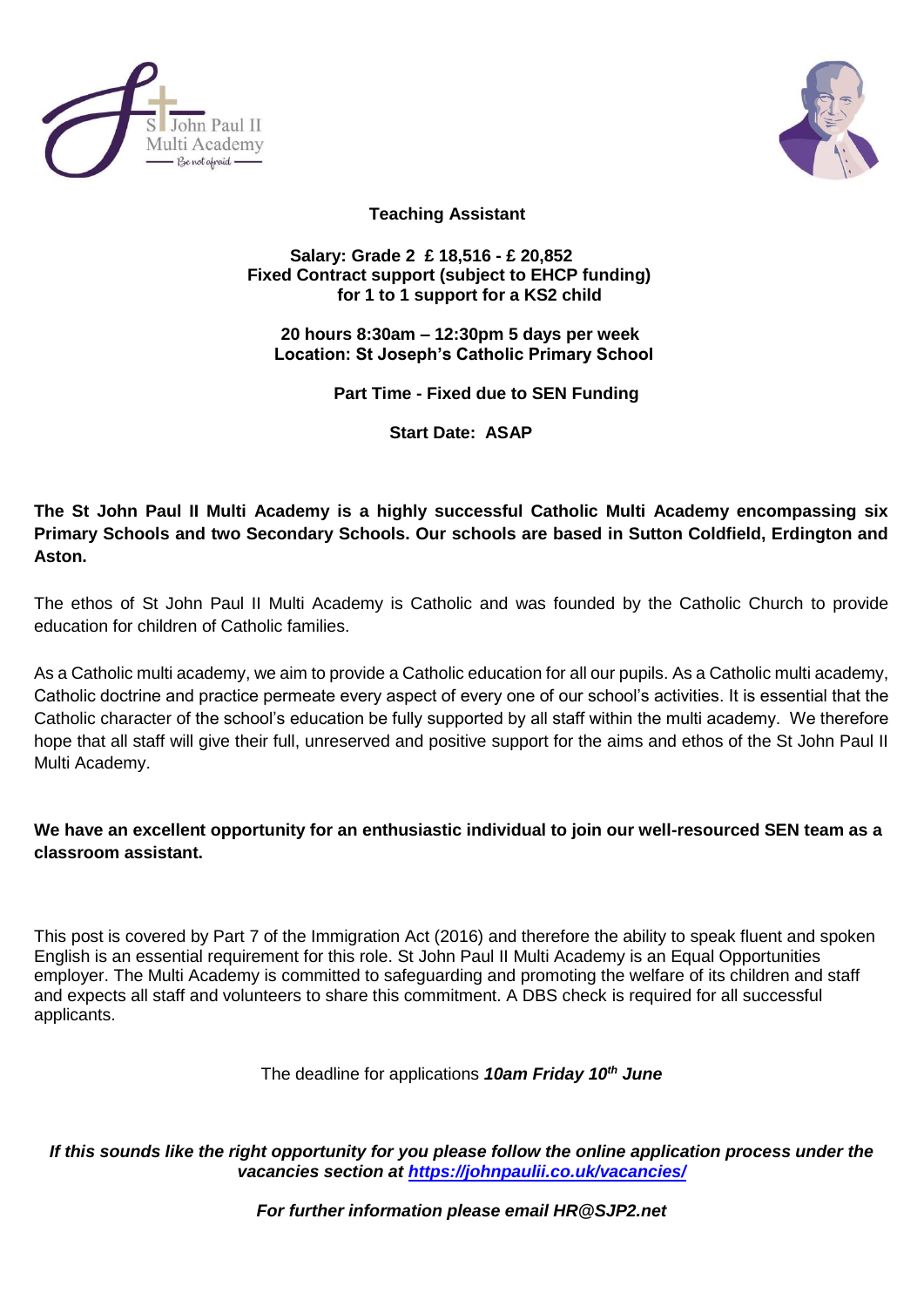# Teaching Assistant

**Salary: Grade 2 £ 18,516 - £ 20,852**
**Fixed Contract support (subject to EHCP funding) for 1 to 1 support for a KS2 child**

**20 hours 8:30am – 12:30pm 5 days per week**
**Location: St Joseph's Catholic Primary School**

**Part Time - Fixed due to SEN Funding**

**Start Date: ASAP**

**The St John Paul II Multi Academy is a highly successful Catholic Multi Academy encompassing six Primary Schools and two Secondary Schools. Our schools are based in Sutton Coldfield, Erdington and Aston.**

The ethos of St John Paul II Multi Academy is Catholic and was founded by the Catholic Church to provide education for children of Catholic families.

As a Catholic multi academy, we aim to provide a Catholic education for all our pupils. As a Catholic multi academy, Catholic doctrine and practice permeate every aspect of every one of our school's activities. It is essential that the Catholic character of the school's education be fully supported by all staff within the multi academy. We therefore hope that all staff will give their full, unreserved and positive support for the aims and ethos of the St John Paul II Multi Academy.

**We have an excellent opportunity for an enthusiastic individual to join our well-resourced SEN team as a classroom assistant.**

This post is covered by Part 7 of the Immigration Act (2016) and therefore the ability to speak fluent and spoken English is an essential requirement for this role. St John Paul II Multi Academy is an Equal Opportunities employer. The Multi Academy is committed to safeguarding and promoting the welfare of its children and staff and expects all staff and volunteers to share this commitment. A DBS check is required for all successful applicants.

The deadline for applications ***10am Friday 10th June***

***If this sounds like the right opportunity for you please follow the online application process under the vacancies section at [https://johnpaulii.co.uk/vacancies/](https://johnpaulii.co.uk/vacancies/)***

***For further information please email HR@SJP2.net***